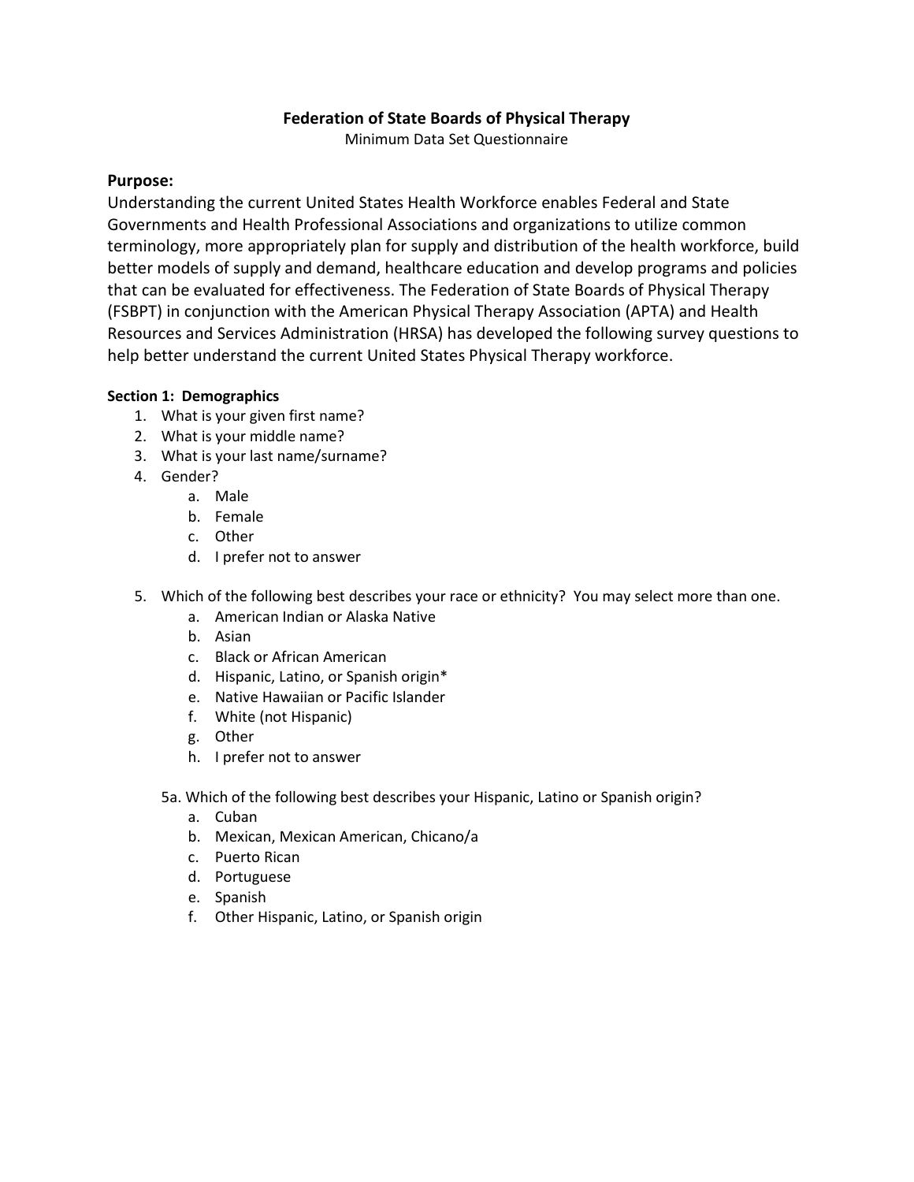# Federation of State Boards of Physical Therapy

Minimum Data Set Questionnaire

## Purpose:

Understanding the current United States Health Workforce enables Federal and State Governments and Health Professional Associations and organizations to utilize common terminology, more appropriately plan for supply and distribution of the health workforce, build better models of supply and demand, healthcare education and develop programs and policies that can be evaluated for effectiveness. The Federation of State Boards of Physical Therapy (FSBPT) in conjunction with the American Physical Therapy Association (APTA) and Health Resources and Services Administration (HRSA) has developed the following survey questions to help better understand the current United States Physical Therapy workforce.

### Section 1: Demographics

1. What is your given first name?
2. What is your middle name?
3. What is your last name/surname?
4. Gender?
   a. Male
   b. Female
   c. Other
   d. I prefer not to answer

5. Which of the following best describes your race or ethnicity? You may select more than one.
   a. American Indian or Alaska Native
   b. Asian
   c. Black or African American
   d. Hispanic, Latino, or Spanish origin*
   e. Native Hawaiian or Pacific Islander
   f. White (not Hispanic)
   g. Other
   h. I prefer not to answer

   5a. Which of the following best describes your Hispanic, Latino or Spanish origin?
   a. Cuban
   b. Mexican, Mexican American, Chicano/a
   c. Puerto Rican
   d. Portuguese
   e. Spanish
   f. Other Hispanic, Latino, or Spanish origin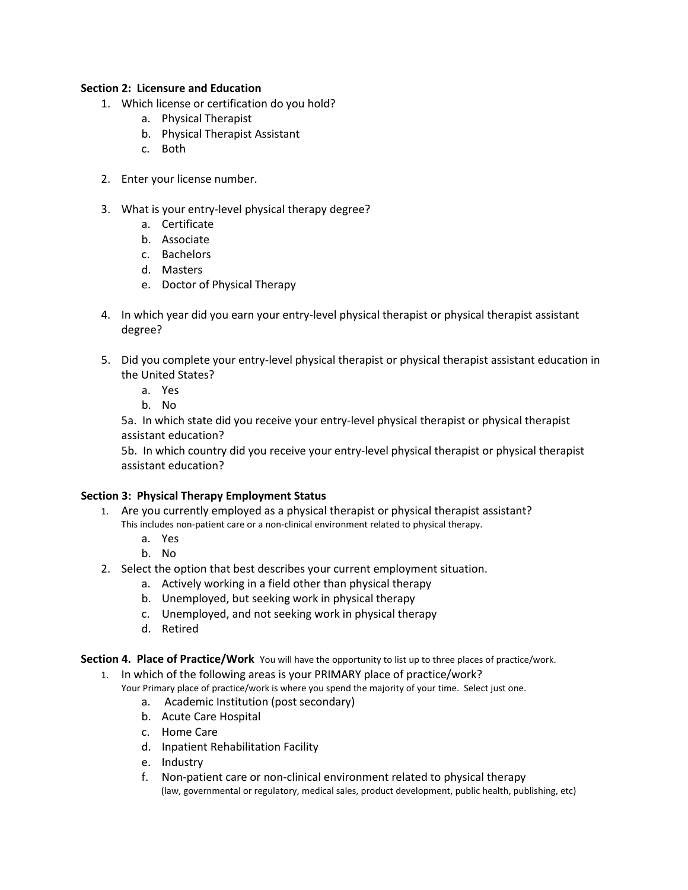**Section 2: Licensure and Education**

1. Which license or certification do you hold?
    a. Physical Therapist
    b. Physical Therapist Assistant
    c. Both

2. Enter your license number.

3. What is your entry-level physical therapy degree?
    a. Certificate
    b. Associate
    c. Bachelors
    d. Masters
    e. Doctor of Physical Therapy

4. In which year did you earn your entry-level physical therapist or physical therapist assistant degree?

5. Did you complete your entry-level physical therapist or physical therapist assistant education in the United States?
    a. Yes
    b. No

    5a. In which state did you receive your entry-level physical therapist or physical therapist assistant education?

    5b. In which country did you receive your entry-level physical therapist or physical therapist assistant education?

**Section 3: Physical Therapy Employment Status**

1. Are you currently employed as a physical therapist or physical therapist assistant?
   This includes non-patient care or a non-clinical environment related to physical therapy.
    a. Yes
    b. No
2. Select the option that best describes your current employment situation.
    a. Actively working in a field other than physical therapy
    b. Unemployed, but seeking work in physical therapy
    c. Unemployed, and not seeking work in physical therapy
    d. Retired

**Section 4. Place of Practice/Work** You will have the opportunity to list up to three places of practice/work.

1. In which of the following areas is your PRIMARY place of practice/work?
   Your Primary place of practice/work is where you spend the majority of your time. Select just one.
    a. Academic Institution (post secondary)
    b. Acute Care Hospital
    c. Home Care
    d. Inpatient Rehabilitation Facility
    e. Industry
    f. Non-patient care or non-clinical environment related to physical therapy
       (law, governmental or regulatory, medical sales, product development, public health, publishing, etc)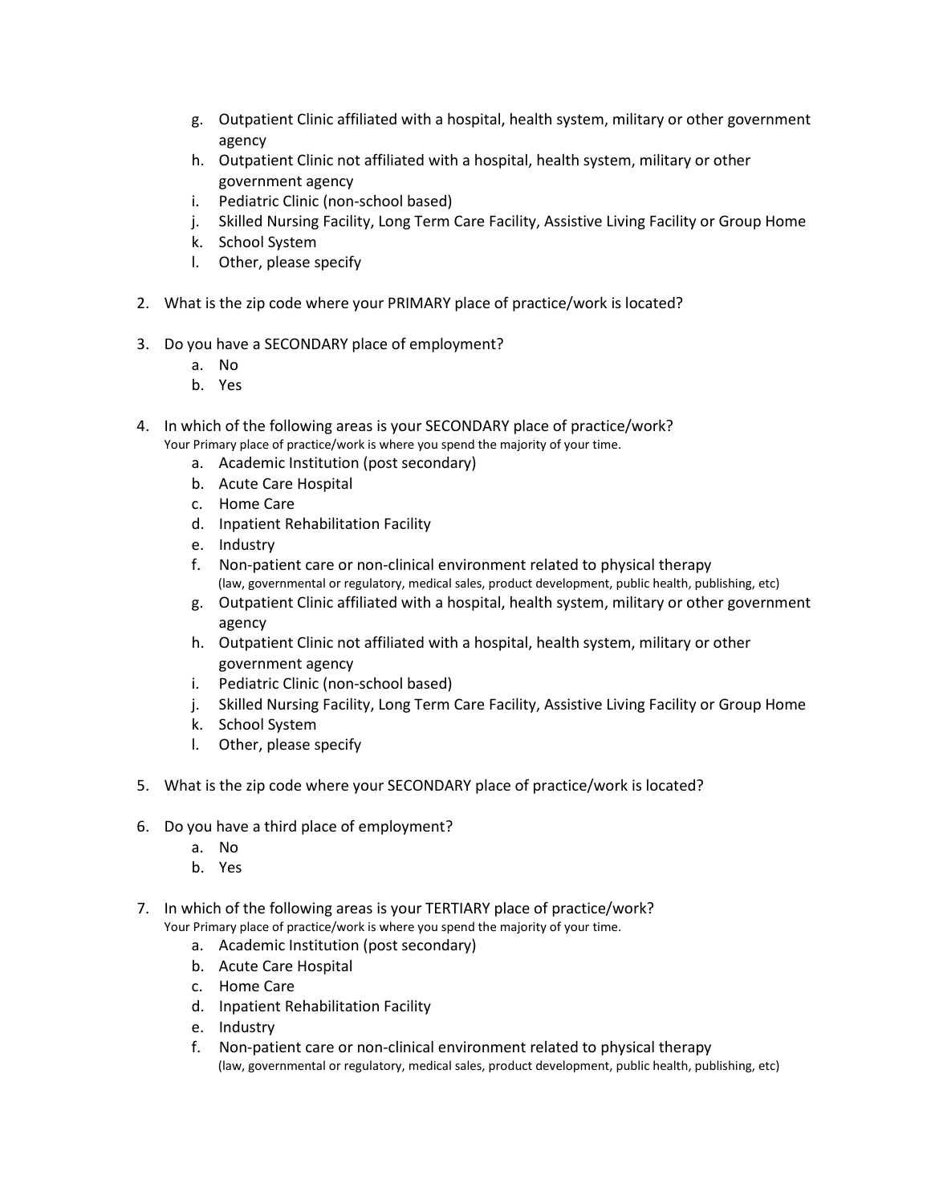g. Outpatient Clinic affiliated with a hospital, health system, military or other government agency
   h. Outpatient Clinic not affiliated with a hospital, health system, military or other government agency
   i. Pediatric Clinic (non-school based)
   j. Skilled Nursing Facility, Long Term Care Facility, Assistive Living Facility or Group Home
   k. School System
   l. Other, please specify

2. What is the zip code where your PRIMARY place of practice/work is located?

3. Do you have a SECONDARY place of employment?
   a. No
   b. Yes

4. In which of the following areas is your SECONDARY place of practice/work?
   Your Primary place of practice/work is where you spend the majority of your time.
   a. Academic Institution (post secondary)
   b. Acute Care Hospital
   c. Home Care
   d. Inpatient Rehabilitation Facility
   e. Industry
   f. Non-patient care or non-clinical environment related to physical therapy
      (law, governmental or regulatory, medical sales, product development, public health, publishing, etc)
   g. Outpatient Clinic affiliated with a hospital, health system, military or other government agency
   h. Outpatient Clinic not affiliated with a hospital, health system, military or other government agency
   i. Pediatric Clinic (non-school based)
   j. Skilled Nursing Facility, Long Term Care Facility, Assistive Living Facility or Group Home
   k. School System
   l. Other, please specify

5. What is the zip code where your SECONDARY place of practice/work is located?

6. Do you have a third place of employment?
   a. No
   b. Yes

7. In which of the following areas is your TERTIARY place of practice/work?
   Your Primary place of practice/work is where you spend the majority of your time.
   a. Academic Institution (post secondary)
   b. Acute Care Hospital
   c. Home Care
   d. Inpatient Rehabilitation Facility
   e. Industry
   f. Non-patient care or non-clinical environment related to physical therapy
      (law, governmental or regulatory, medical sales, product development, public health, publishing, etc)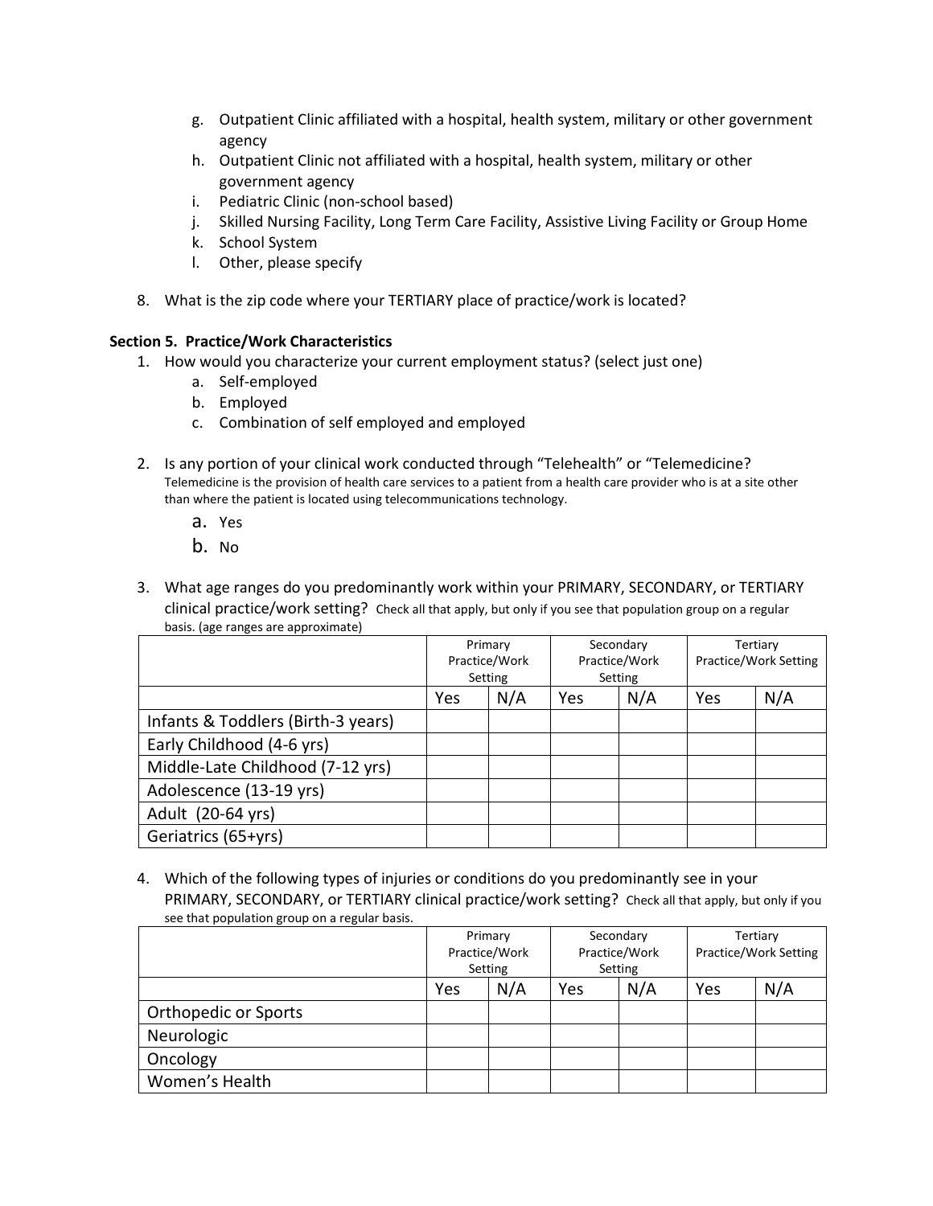g. Outpatient Clinic affiliated with a hospital, health system, military or other government agency
h. Outpatient Clinic not affiliated with a hospital, health system, military or other government agency
i. Pediatric Clinic (non-school based)
j. Skilled Nursing Facility, Long Term Care Facility, Assistive Living Facility or Group Home
k. School System
l. Other, please specify

8. What is the zip code where your TERTIARY place of practice/work is located?

**Section 5. Practice/Work Characteristics**

1. How would you characterize your current employment status? (select just one)
   a. Self-employed
   b. Employed
   c. Combination of self employed and employed

2. Is any portion of your clinical work conducted through "Telehealth" or "Telemedicine?
   Telemedicine is the provision of health care services to a patient from a health care provider who is at a site other than where the patient is located using telecommunications technology.
   a. Yes
   b. No

3. What age ranges do you predominantly work within your PRIMARY, SECONDARY, or TERTIARY clinical practice/work setting? Check all that apply, but only if you see that population group on a regular basis. (age ranges are approximate)

| | Primary Practice/Work Setting | | Secondary Practice/Work Setting | | Tertiary Practice/Work Setting | |
|---|---|---|---|---|---|---|
| | Yes | N/A | Yes | N/A | Yes | N/A |
| Infants & Toddlers (Birth-3 years) | | | | | | |
| Early Childhood (4-6 yrs) | | | | | | |
| Middle-Late Childhood (7-12 yrs) | | | | | | |
| Adolescence (13-19 yrs) | | | | | | |
| Adult (20-64 yrs) | | | | | | |
| Geriatrics (65+yrs) | | | | | | |

4. Which of the following types of injuries or conditions do you predominantly see in your PRIMARY, SECONDARY, or TERTIARY clinical practice/work setting? Check all that apply, but only if you see that population group on a regular basis.

| | Primary Practice/Work Setting | | Secondary Practice/Work Setting | | Tertiary Practice/Work Setting | |
|---|---|---|---|---|---|---|
| | Yes | N/A | Yes | N/A | Yes | N/A |
| Orthopedic or Sports | | | | | | |
| Neurologic | | | | | | |
| Oncology | | | | | | |
| Women's Health | | | | | | |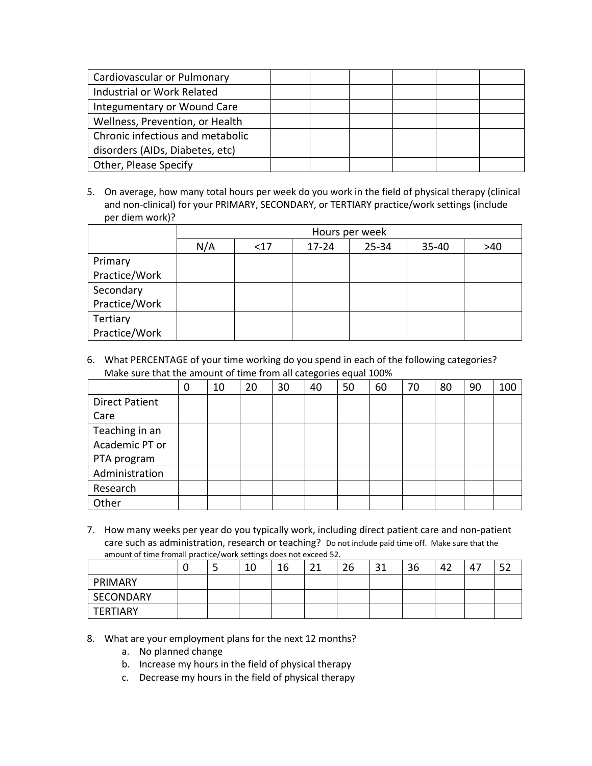| | | | | | | |
|---|---|---|---|---|---|---|
| Cardiovascular or Pulmonary | | | | | | |
| Industrial or Work Related | | | | | | |
| Integumentary or Wound Care | | | | | | |
| Wellness, Prevention, or Health | | | | | | |
| Chronic infectious and metabolic disorders (AIDs, Diabetes, etc) | | | | | | |
| Other, Please Specify | | | | | | |

5. On average, how many total hours per week do you work in the field of physical therapy (clinical and non-clinical) for your PRIMARY, SECONDARY, or TERTIARY practice/work settings (include per diem work)?

| | Hours per week | | | | | |
|---|---|---|---|---|---|---|
| | N/A | <17 | 17-24 | 25-34 | 35-40 | >40 |
| Primary Practice/Work | | | | | | |
| Secondary Practice/Work | | | | | | |
| Tertiary Practice/Work | | | | | | |

6. What PERCENTAGE of your time working do you spend in each of the following categories? Make sure that the amount of time from all categories equal 100%

| | 0 | 10 | 20 | 30 | 40 | 50 | 60 | 70 | 80 | 90 | 100 |
|---|---|---|---|---|---|---|---|---|---|---|---|
| Direct Patient Care | | | | | | | | | | | |
| Teaching in an Academic PT or PTA program | | | | | | | | | | | |
| Administration | | | | | | | | | | | |
| Research | | | | | | | | | | | |
| Other | | | | | | | | | | | |

7. How many weeks per year do you typically work, including direct patient care and non-patient care such as administration, research or teaching? Do not include paid time off. Make sure that the amount of time fromall practice/work settings does not exceed 52.

| | 0 | 5 | 10 | 16 | 21 | 26 | 31 | 36 | 42 | 47 | 52 |
|---|---|---|---|---|---|---|---|---|---|---|---|
| PRIMARY | | | | | | | | | | | |
| SECONDARY | | | | | | | | | | | |
| TERTIARY | | | | | | | | | | | |

8. What are your employment plans for the next 12 months?
   a. No planned change
   b. Increase my hours in the field of physical therapy
   c. Decrease my hours in the field of physical therapy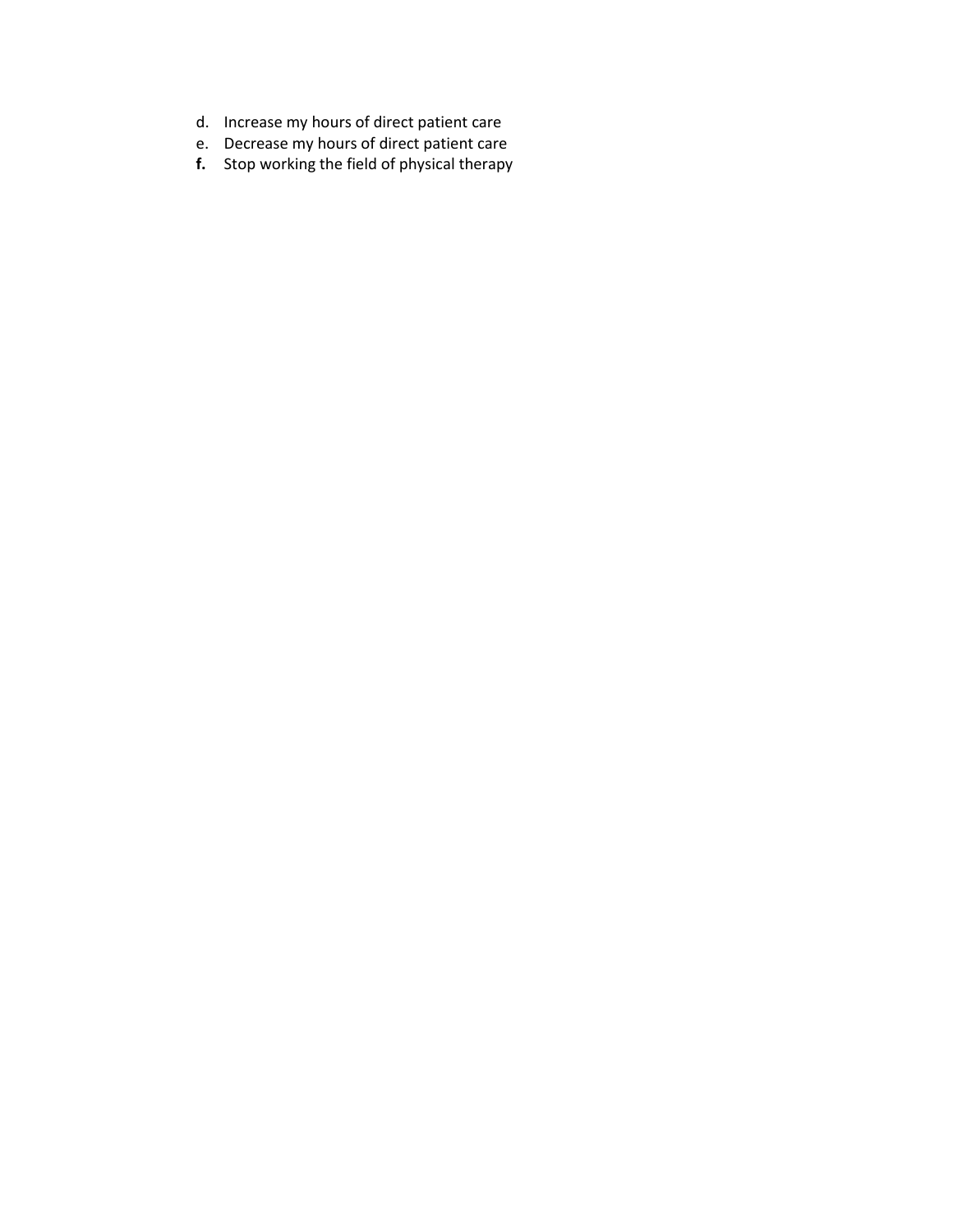d. Increase my hours of direct patient care
e. Decrease my hours of direct patient care
**f.** Stop working the field of physical therapy